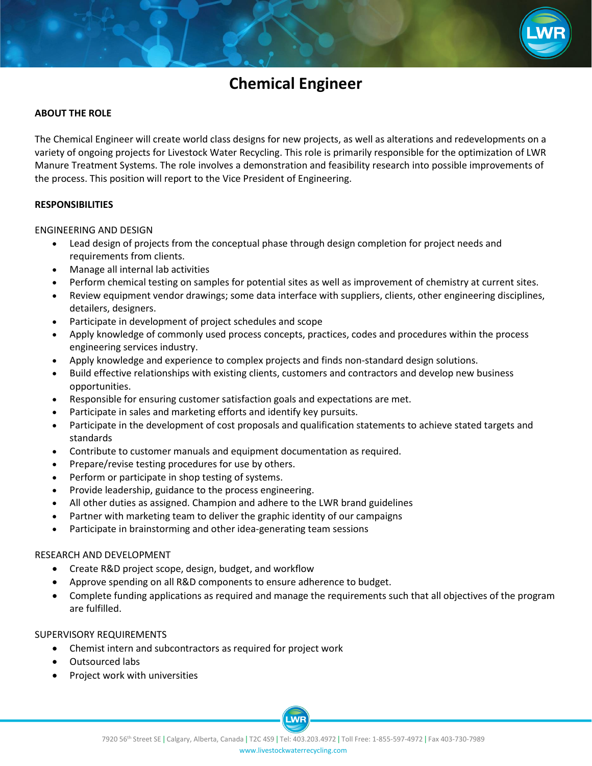# Chemical Engineer

**ABOUT THE ROLE**

The Chemical Engineer will create world class designs for new projects, as well as alterations and redevelopments on a variety of ongoing projects for Livestock Water Recycling. This role is primarily responsible for the optimization of LWR Manure Treatment Systems. The role involves a demonstration and feasibility research into possible improvements of the process. This position will report to the Vice President of Engineering.

**RESPONSIBILITIES**

ENGINEERING AND DESIGN

- Lead design of projects from the conceptual phase through design completion for project needs and requirements from clients.
- Manage all internal lab activities
- Perform chemical testing on samples for potential sites as well as improvement of chemistry at current sites.
- Review equipment vendor drawings; some data interface with suppliers, clients, other engineering disciplines, detailers, designers.
- Participate in development of project schedules and scope
- Apply knowledge of commonly used process concepts, practices, codes and procedures within the process engineering services industry.
- Apply knowledge and experience to complex projects and finds non-standard design solutions.
- Build effective relationships with existing clients, customers and contractors and develop new business opportunities.
- Responsible for ensuring customer satisfaction goals and expectations are met.
- Participate in sales and marketing efforts and identify key pursuits.
- Participate in the development of cost proposals and qualification statements to achieve stated targets and standards
- Contribute to customer manuals and equipment documentation as required.
- Prepare/revise testing procedures for use by others.
- Perform or participate in shop testing of systems.
- Provide leadership, guidance to the process engineering.
- All other duties as assigned. Champion and adhere to the LWR brand guidelines
- Partner with marketing team to deliver the graphic identity of our campaigns
- Participate in brainstorming and other idea-generating team sessions

RESEARCH AND DEVELOPMENT

- Create R&D project scope, design, budget, and workflow
- Approve spending on all R&D components to ensure adherence to budget.
- Complete funding applications as required and manage the requirements such that all objectives of the program are fulfilled.

SUPERVISORY REQUIREMENTS

- Chemist intern and subcontractors as required for project work
- Outsourced labs
- Project work with universities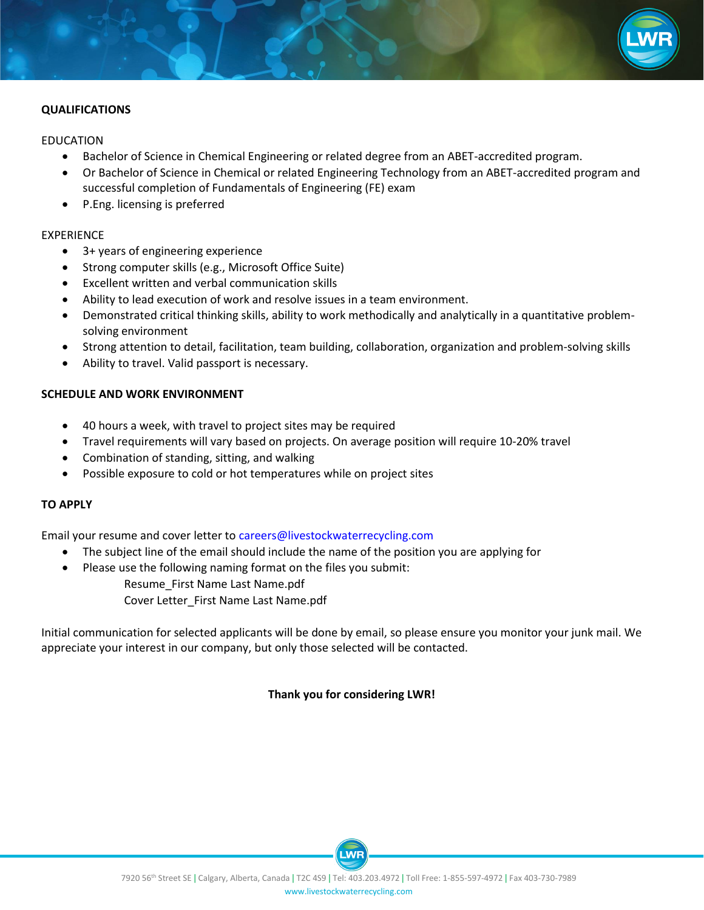## QUALIFICATIONS

EDUCATION

- Bachelor of Science in Chemical Engineering or related degree from an ABET-accredited program.
- Or Bachelor of Science in Chemical or related Engineering Technology from an ABET-accredited program and successful completion of Fundamentals of Engineering (FE) exam
- P.Eng. licensing is preferred

EXPERIENCE

- 3+ years of engineering experience
- Strong computer skills (e.g., Microsoft Office Suite)
- Excellent written and verbal communication skills
- Ability to lead execution of work and resolve issues in a team environment.
- Demonstrated critical thinking skills, ability to work methodically and analytically in a quantitative problem-solving environment
- Strong attention to detail, facilitation, team building, collaboration, organization and problem-solving skills
- Ability to travel. Valid passport is necessary.

## SCHEDULE AND WORK ENVIRONMENT

- 40 hours a week, with travel to project sites may be required
- Travel requirements will vary based on projects. On average position will require 10-20% travel
- Combination of standing, sitting, and walking
- Possible exposure to cold or hot temperatures while on project sites

## TO APPLY

Email your resume and cover letter to careers@livestockwaterrecycling.com

- The subject line of the email should include the name of the position you are applying for
- Please use the following naming format on the files you submit:
  - Resume_First Name Last Name.pdf
  - Cover Letter_First Name Last Name.pdf

Initial communication for selected applicants will be done by email, so please ensure you monitor your junk mail. We appreciate your interest in our company, but only those selected will be contacted.

**Thank you for considering LWR!**

7920 56th Street SE | Calgary, Alberta, Canada | T2C 4S9 | Tel: 403.203.4972 | Toll Free: 1-855-597-4972 | Fax 403-730-7989
www.livestockwaterrecycling.com